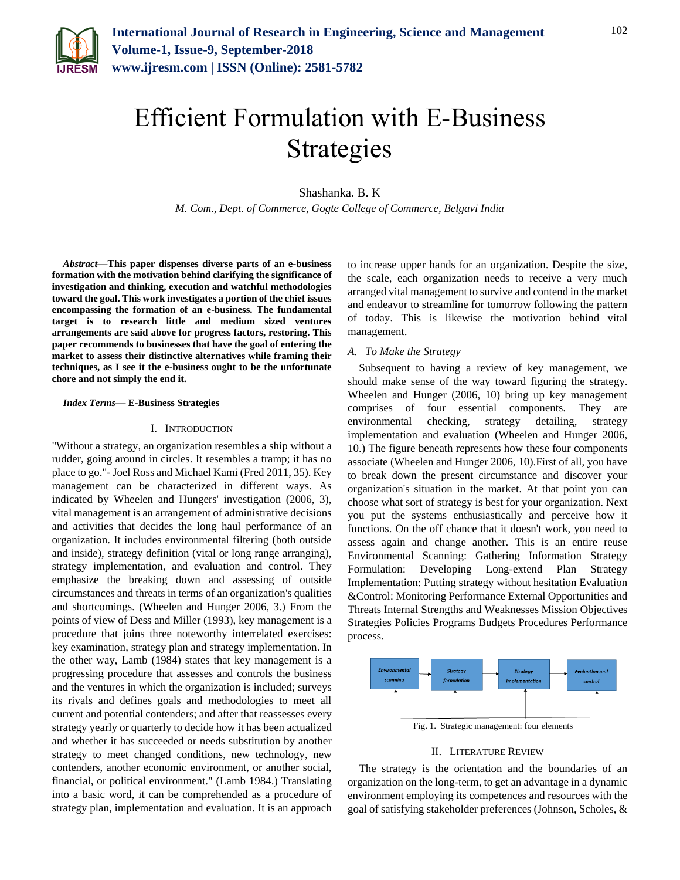# Efficient Formulation with E-Business Strategies

Shashanka. B. K

*M. Com., Dept. of Commerce, Gogte College of Commerce, Belgavi India*

***Abstract*—This paper dispenses diverse parts of an e-business formation with the motivation behind clarifying the significance of investigation and thinking, execution and watchful methodologies toward the goal. This work investigates a portion of the chief issues encompassing the formation of an e-business. The fundamental target is to research little and medium sized ventures arrangements are said above for progress factors, restoring. This paper recommends to businesses that have the goal of entering the market to assess their distinctive alternatives while framing their techniques, as I see it the e-business ought to be the unfortunate chore and not simply the end it.**

***Index Terms*— E-Business Strategies**

## I. Introduction

"Without a strategy, an organization resembles a ship without a rudder, going around in circles. It resembles a tramp; it has no place to go."- Joel Ross and Michael Kami (Fred 2011, 35). Key management can be characterized in different ways. As indicated by Wheelen and Hungers' investigation (2006, 3), vital management is an arrangement of administrative decisions and activities that decides the long haul performance of an organization. It includes environmental filtering (both outside and inside), strategy definition (vital or long range arranging), strategy implementation, and evaluation and control. They emphasize the breaking down and assessing of outside circumstances and threats in terms of an organization's qualities and shortcomings. (Wheelen and Hunger 2006, 3.) From the points of view of Dess and Miller (1993), key management is a procedure that joins three noteworthy interrelated exercises: key examination, strategy plan and strategy implementation. In the other way, Lamb (1984) states that key management is a progressing procedure that assesses and controls the business and the ventures in which the organization is included; surveys its rivals and defines goals and methodologies to meet all current and potential contenders; and after that reassesses every strategy yearly or quarterly to decide how it has been actualized and whether it has succeeded or needs substitution by another strategy to meet changed conditions, new technology, new contenders, another economic environment, or another social, financial, or political environment." (Lamb 1984.) Translating into a basic word, it can be comprehended as a procedure of strategy plan, implementation and evaluation. It is an approach to increase upper hands for an organization. Despite the size, the scale, each organization needs to receive a very much arranged vital management to survive and contend in the market and endeavor to streamline for tomorrow following the pattern of today. This is likewise the motivation behind vital management.

### A. To Make the Strategy

Subsequent to having a review of key management, we should make sense of the way toward figuring the strategy. Wheelen and Hunger (2006, 10) bring up key management comprises of four essential components. They are environmental checking, strategy detailing, strategy implementation and evaluation (Wheelen and Hunger 2006, 10.) The figure beneath represents how these four components associate (Wheelen and Hunger 2006, 10).First of all, you have to break down the present circumstance and discover your organization's situation in the market. At that point you can choose what sort of strategy is best for your organization. Next you put the systems enthusiastically and perceive how it functions. On the off chance that it doesn't work, you need to assess again and change another. This is an entire reuse Environmental Scanning: Gathering Information Strategy Formulation: Developing Long-extend Plan Strategy Implementation: Putting strategy without hesitation Evaluation &Control: Monitoring Performance External Opportunities and Threats Internal Strengths and Weaknesses Mission Objectives Strategies Policies Programs Budgets Procedures Performance process.

Environmental scanning → Strategy formulation → Strategy Implementation → Evaluation and control

Fig. 1. Strategic management: four elements

## II. Literature Review

The strategy is the orientation and the boundaries of an organization on the long-term, to get an advantage in a dynamic environment employing its competences and resources with the goal of satisfying stakeholder preferences (Johnson, Scholes, &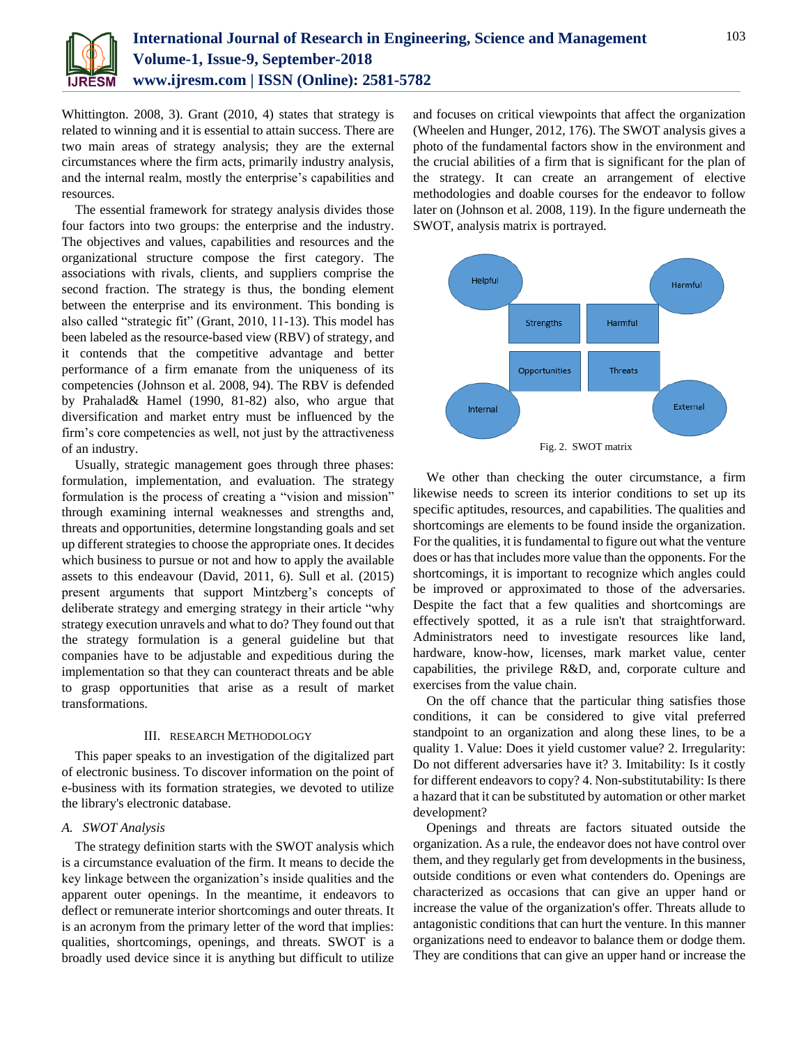Whittington. 2008, 3). Grant (2010, 4) states that strategy is related to winning and it is essential to attain success. There are two main areas of strategy analysis; they are the external circumstances where the firm acts, primarily industry analysis, and the internal realm, mostly the enterprise's capabilities and resources.

The essential framework for strategy analysis divides those four factors into two groups: the enterprise and the industry. The objectives and values, capabilities and resources and the organizational structure compose the first category. The associations with rivals, clients, and suppliers comprise the second fraction. The strategy is thus, the bonding element between the enterprise and its environment. This bonding is also called "strategic fit" (Grant, 2010, 11-13). This model has been labeled as the resource-based view (RBV) of strategy, and it contends that the competitive advantage and better performance of a firm emanate from the uniqueness of its competencies (Johnson et al. 2008, 94). The RBV is defended by Prahalad& Hamel (1990, 81-82) also, who argue that diversification and market entry must be influenced by the firm's core competencies as well, not just by the attractiveness of an industry.

Usually, strategic management goes through three phases: formulation, implementation, and evaluation. The strategy formulation is the process of creating a "vision and mission" through examining internal weaknesses and strengths and, threats and opportunities, determine longstanding goals and set up different strategies to choose the appropriate ones. It decides which business to pursue or not and how to apply the available assets to this endeavour (David, 2011, 6). Sull et al. (2015) present arguments that support Mintzberg's concepts of deliberate strategy and emerging strategy in their article "why strategy execution unravels and what to do? They found out that the strategy formulation is a general guideline but that companies have to be adjustable and expeditious during the implementation so that they can counteract threats and be able to grasp opportunities that arise as a result of market transformations.

## III. Research Methodology

This paper speaks to an investigation of the digitalized part of electronic business. To discover information on the point of e-business with its formation strategies, we devoted to utilize the library's electronic database.

### *A. SWOT Analysis*

The strategy definition starts with the SWOT analysis which is a circumstance evaluation of the firm. It means to decide the key linkage between the organization's inside qualities and the apparent outer openings. In the meantime, it endeavors to deflect or remunerate interior shortcomings and outer threats. It is an acronym from the primary letter of the word that implies: qualities, shortcomings, openings, and threats. SWOT is a broadly used device since it is anything but difficult to utilize and focuses on critical viewpoints that affect the organization (Wheelen and Hunger, 2012, 176). The SWOT analysis gives a photo of the fundamental factors show in the environment and the crucial abilities of a firm that is significant for the plan of the strategy. It can create an arrangement of elective methodologies and doable courses for the endeavor to follow later on (Johnson et al. 2008, 119). In the figure underneath the SWOT, analysis matrix is portrayed.

Helpful | Harmful | Strengths | Harmful | Opportunities | Threats | Internal | External

Fig. 2. SWOT matrix

We other than checking the outer circumstance, a firm likewise needs to screen its interior conditions to set up its specific aptitudes, resources, and capabilities. The qualities and shortcomings are elements to be found inside the organization. For the qualities, it is fundamental to figure out what the venture does or has that includes more value than the opponents. For the shortcomings, it is important to recognize which angles could be improved or approximated to those of the adversaries. Despite the fact that a few qualities and shortcomings are effectively spotted, it as a rule isn't that straightforward. Administrators need to investigate resources like land, hardware, know-how, licenses, mark market value, center capabilities, the privilege R&D, and, corporate culture and exercises from the value chain.

On the off chance that the particular thing satisfies those conditions, it can be considered to give vital preferred standpoint to an organization and along these lines, to be a quality 1. Value: Does it yield customer value? 2. Irregularity: Do not different adversaries have it? 3. Imitability: Is it costly for different endeavors to copy? 4. Non-substitutability: Is there a hazard that it can be substituted by automation or other market development?

Openings and threats are factors situated outside the organization. As a rule, the endeavor does not have control over them, and they regularly get from developments in the business, outside conditions or even what contenders do. Openings are characterized as occasions that can give an upper hand or increase the value of the organization's offer. Threats allude to antagonistic conditions that can hurt the venture. In this manner organizations need to endeavor to balance them or dodge them. They are conditions that can give an upper hand or increase the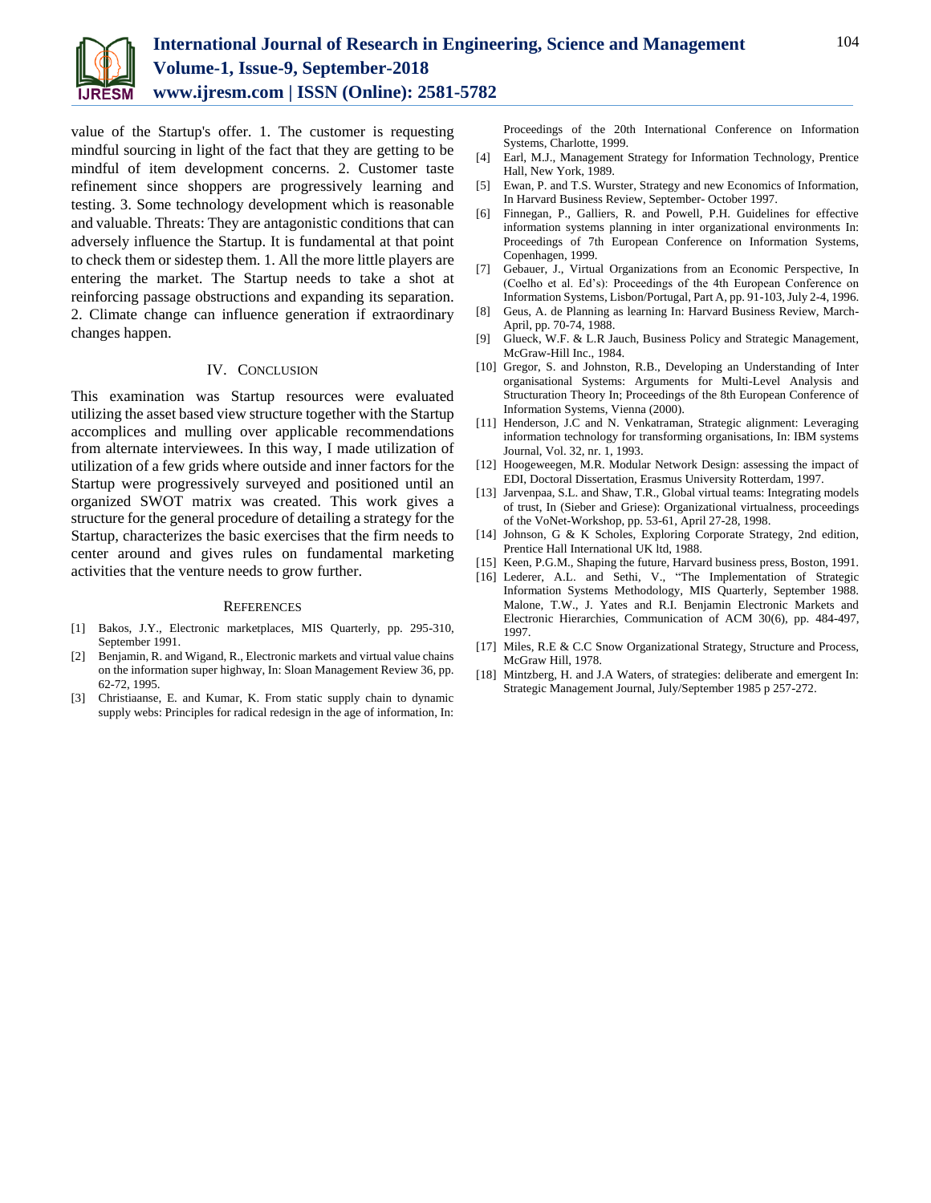value of the Startup's offer. 1. The customer is requesting mindful sourcing in light of the fact that they are getting to be mindful of item development concerns. 2. Customer taste refinement since shoppers are progressively learning and testing. 3. Some technology development which is reasonable and valuable. Threats: They are antagonistic conditions that can adversely influence the Startup. It is fundamental at that point to check them or sidestep them. 1. All the more little players are entering the market. The Startup needs to take a shot at reinforcing passage obstructions and expanding its separation. 2. Climate change can influence generation if extraordinary changes happen.

## IV. Conclusion

This examination was Startup resources were evaluated utilizing the asset based view structure together with the Startup accomplices and mulling over applicable recommendations from alternate interviewees. In this way, I made utilization of utilization of a few grids where outside and inner factors for the Startup were progressively surveyed and positioned until an organized SWOT matrix was created. This work gives a structure for the general procedure of detailing a strategy for the Startup, characterizes the basic exercises that the firm needs to center around and gives rules on fundamental marketing activities that the venture needs to grow further.

## References

[1] Bakos, J.Y., Electronic marketplaces, MIS Quarterly, pp. 295-310, September 1991.

[2] Benjamin, R. and Wigand, R., Electronic markets and virtual value chains on the information super highway, In: Sloan Management Review 36, pp. 62-72, 1995.

[3] Christiaanse, E. and Kumar, K. From static supply chain to dynamic supply webs: Principles for radical redesign in the age of information, In: Proceedings of the 20th International Conference on Information Systems, Charlotte, 1999.

[4] Earl, M.J., Management Strategy for Information Technology, Prentice Hall, New York, 1989.

[5] Ewan, P. and T.S. Wurster, Strategy and new Economics of Information, In Harvard Business Review, September- October 1997.

[6] Finnegan, P., Galliers, R. and Powell, P.H. Guidelines for effective information systems planning in inter organizational environments In: Proceedings of 7th European Conference on Information Systems, Copenhagen, 1999.

[7] Gebauer, J., Virtual Organizations from an Economic Perspective, In (Coelho et al. Ed's): Proceedings of the 4th European Conference on Information Systems, Lisbon/Portugal, Part A, pp. 91-103, July 2-4, 1996.

[8] Geus, A. de Planning as learning In: Harvard Business Review, March-April, pp. 70-74, 1988.

[9] Glueck, W.F. & L.R Jauch, Business Policy and Strategic Management, McGraw-Hill Inc., 1984.

[10] Gregor, S. and Johnston, R.B., Developing an Understanding of Inter organisational Systems: Arguments for Multi-Level Analysis and Structuration Theory In; Proceedings of the 8th European Conference of Information Systems, Vienna (2000).

[11] Henderson, J.C and N. Venkatraman, Strategic alignment: Leveraging information technology for transforming organisations, In: IBM systems Journal, Vol. 32, nr. 1, 1993.

[12] Hoogeweegen, M.R. Modular Network Design: assessing the impact of EDI, Doctoral Dissertation, Erasmus University Rotterdam, 1997.

[13] Jarvenpaa, S.L. and Shaw, T.R., Global virtual teams: Integrating models of trust, In (Sieber and Griese): Organizational virtualness, proceedings of the VoNet-Workshop, pp. 53-61, April 27-28, 1998.

[14] Johnson, G & K Scholes, Exploring Corporate Strategy, 2nd edition, Prentice Hall International UK ltd, 1988.

[15] Keen, P.G.M., Shaping the future, Harvard business press, Boston, 1991.

[16] Lederer, A.L. and Sethi, V., "The Implementation of Strategic Information Systems Methodology, MIS Quarterly, September 1988. Malone, T.W., J. Yates and R.I. Benjamin Electronic Markets and Electronic Hierarchies, Communication of ACM 30(6), pp. 484-497, 1997.

[17] Miles, R.E & C.C Snow Organizational Strategy, Structure and Process, McGraw Hill, 1978.

[18] Mintzberg, H. and J.A Waters, of strategies: deliberate and emergent In: Strategic Management Journal, July/September 1985 p 257-272.